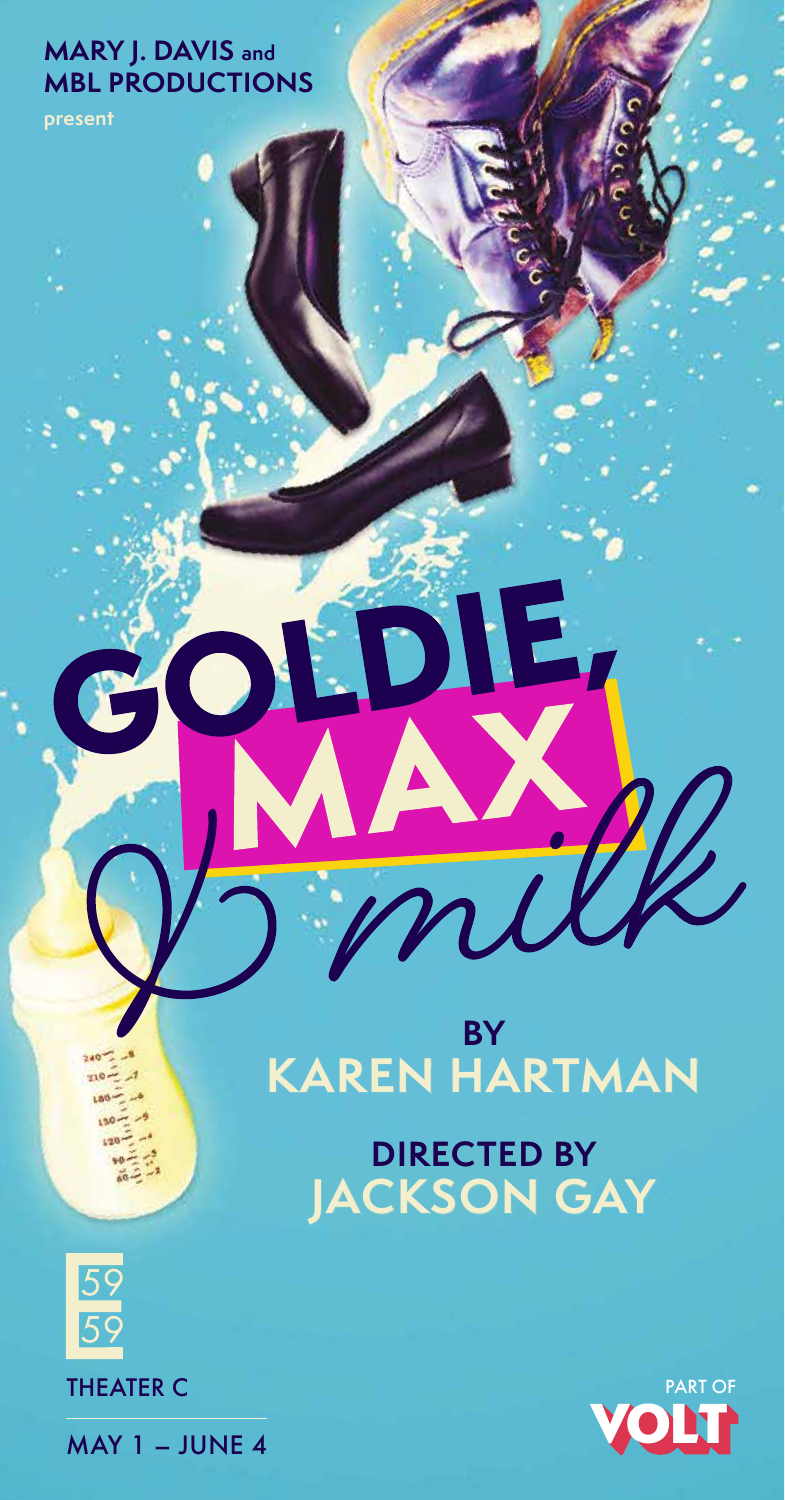**MARY J. DAVIS and MBL PRODUCTIONS**

present

# GOLDIE, MAX & *milk*

## BY KAREN HARTMAN

## DIRECTED BY JACKSON GAY

59E59

THEATER C

MAY 1 – JUNE 4

PART OF VOLT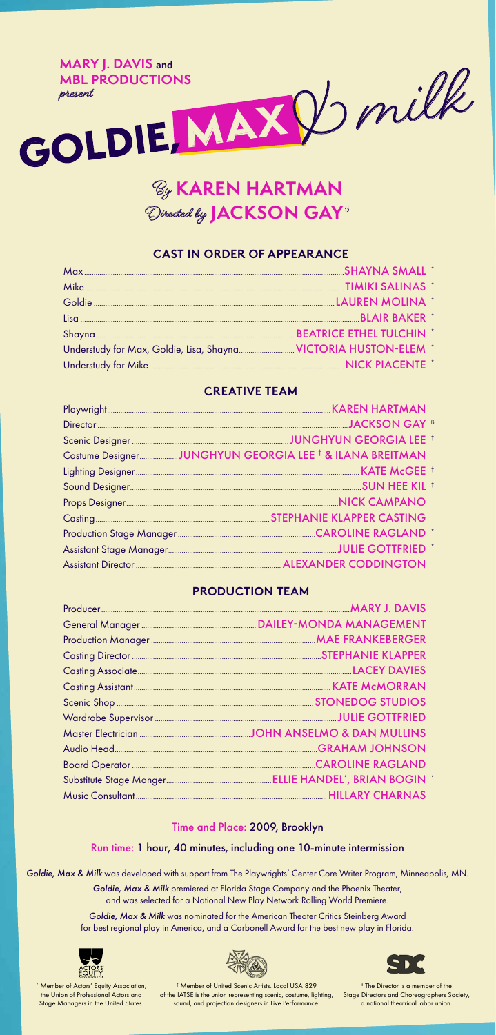**MARY J. DAVIS** and **MBL PRODUCTIONS**
*present*

# GOLDIE, MAX & milk

## By KAREN HARTMAN
## Directed by JACKSON GAY[ß]

### CAST IN ORDER OF APPEARANCE

| | |
|---|---|
| Max | SHAYNA SMALL * |
| Mike | TIMIKI SALINAS * |
| Goldie | LAUREN MOLINA * |
| Lisa | BLAIR BAKER * |
| Shayna | BEATRICE ETHEL TULCHIN * |
| Understudy for Max, Goldie, Lisa, Shayna | VICTORIA HUSTON-ELEM * |
| Understudy for Mike | NICK PIACENTE * |

### CREATIVE TEAM

| | |
|---|---|
| Playwright | KAREN HARTMAN |
| Director | JACKSON GAY ß |
| Scenic Designer | JUNGHYUN GEORGIA LEE † |
| Costume Designer | JUNGHYUN GEORGIA LEE † & ILANA BREITMAN |
| Lighting Designer | KATE McGEE † |
| Sound Designer | SUN HEE KIL † |
| Props Designer | NICK CAMPANO |
| Casting | STEPHANIE KLAPPER CASTING |
| Production Stage Manager | CAROLINE RAGLAND * |
| Assistant Stage Manager | JULIE GOTTFRIED * |
| Assistant Director | ALEXANDER CODDINGTON |

### PRODUCTION TEAM

| | |
|---|---|
| Producer | MARY J. DAVIS |
| General Manager | DAILEY-MONDA MANAGEMENT |
| Production Manager | MAE FRANKEBERGER |
| Casting Director | STEPHANIE KLAPPER |
| Casting Associate | LACEY DAVIES |
| Casting Assistant | KATE McMORRAN |
| Scenic Shop | STONEDOG STUDIOS |
| Wardrobe Supervisor | JULIE GOTTFRIED |
| Master Electrician | JOHN ANSELMO & DAN MULLINS |
| Audio Head | GRAHAM JOHNSON |
| Board Operator | CAROLINE RAGLAND |
| Substitute Stage Manger | ELLIE HANDEL*, BRIAN BOGIN * |
| Music Consultant | HILLARY CHARNAS |

Time and Place: 2009, Brooklyn

Run time: 1 hour, 40 minutes, including one 10-minute intermission

*Goldie, Max & Milk* was developed with support from The Playwrights' Center Core Writer Program, Minneapolis, MN.

*Goldie, Max & Milk* premiered at Florida Stage Company and the Phoenix Theater, and was selected for a National New Play Network Rolling World Premiere.

*Goldie, Max & Milk* was nominated for the American Theater Critics Steinberg Award for best regional play in America, and a Carbonell Award for the best new play in Florida.

\* Member of Actors' Equity Association, the Union of Professional Actors and Stage Managers in the United States.

† Member of United Scenic Artists. Local USA 829 of the IATSE is the union representing scenic, costume, lighting, sound, and projection designers in Live Performance.

ß The Director is a member of the Stage Directors and Choreographers Society, a national theatrical labor union.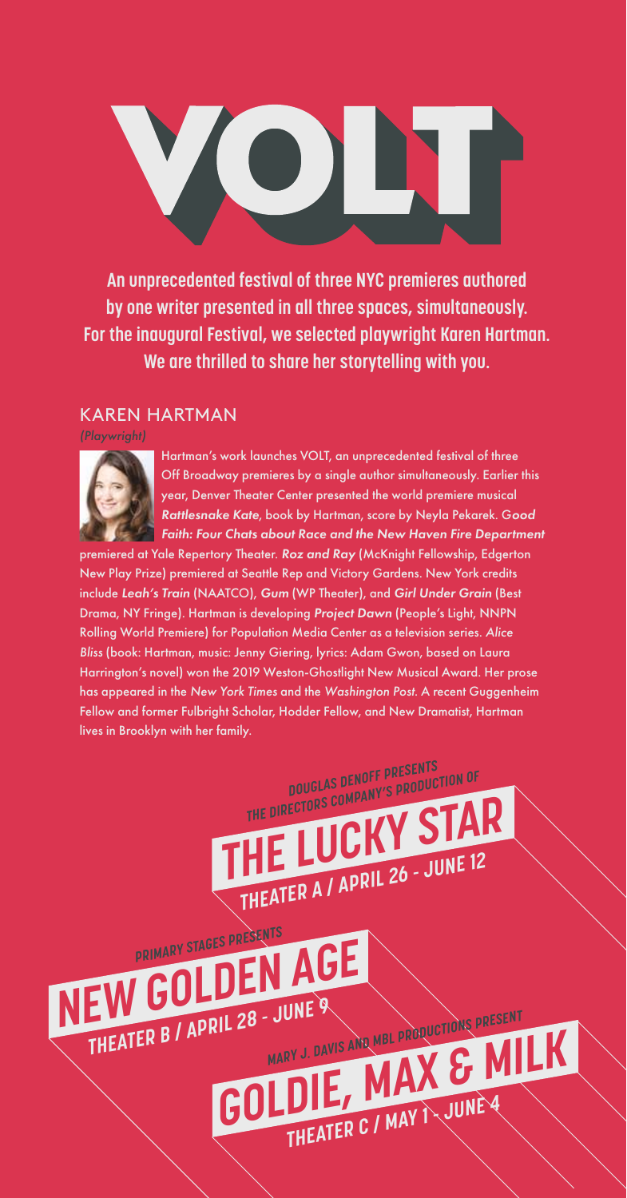# VOLT

**An unprecedented festival of three NYC premieres authored by one writer presented in all three spaces, simultaneously. For the inaugural Festival, we selected playwright Karen Hartman. We are thrilled to share her storytelling with you.**

## KAREN HARTMAN

*(Playwright)*

Hartman's work launches VOLT, an unprecedented festival of three Off Broadway premieres by a single author simultaneously. Earlier this year, Denver Theater Center presented the world premiere musical ***Rattlesnake Kate***, book by Hartman, score by Neyla Pekarek. ***Good Faith: Four Chats about Race and the New Haven Fire Department*** premiered at Yale Repertory Theater. ***Roz and Ray*** (McKnight Fellowship, Edgerton New Play Prize) premiered at Seattle Rep and Victory Gardens. New York credits include ***Leah's Train*** (NAATCO), ***Gum*** (WP Theater), and ***Girl Under Grain*** (Best Drama, NY Fringe). Hartman is developing ***Project Dawn*** (People's Light, NNPN Rolling World Premiere) for Population Media Center as a television series. ***Alice Bliss*** (book: Hartman, music: Jenny Giering, lyrics: Adam Gwon, based on Laura Harrington's novel) won the 2019 Weston-Ghostlight New Musical Award. Her prose has appeared in the *New York Times* and the *Washington Post*. A recent Guggenheim Fellow and former Fulbright Scholar, Hodder Fellow, and New Dramatist, Hartman lives in Brooklyn with her family.

DOUGLAS DENOFF PRESENTS
THE DIRECTORS COMPANY'S PRODUCTION OF
**THE LUCKY STAR**
THEATER A / APRIL 26 - JUNE 12

PRIMARY STAGES PRESENTS
**NEW GOLDEN AGE**
THEATER B / APRIL 28 - JUNE 9

MARY J. DAVIS AND MBL PRODUCTIONS PRESENT
**GOLDIE, MAX & MILK**
THEATER C / MAY 1 - JUNE 4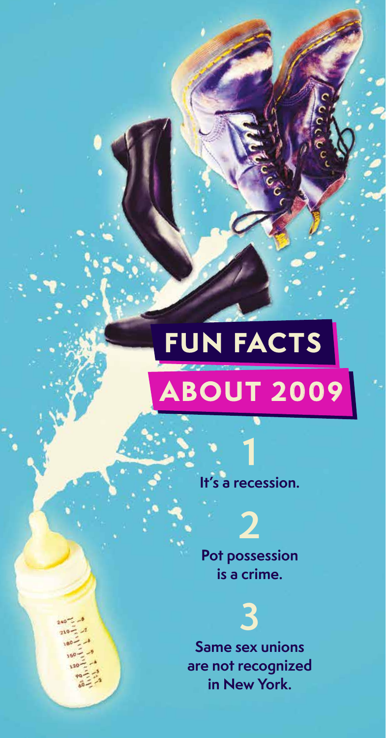# FUN FACTS ABOUT 2009

**1**

**It's a recession.**

**2**

**Pot possession is a crime.**

**3**

**Same sex unions are not recognized in New York.**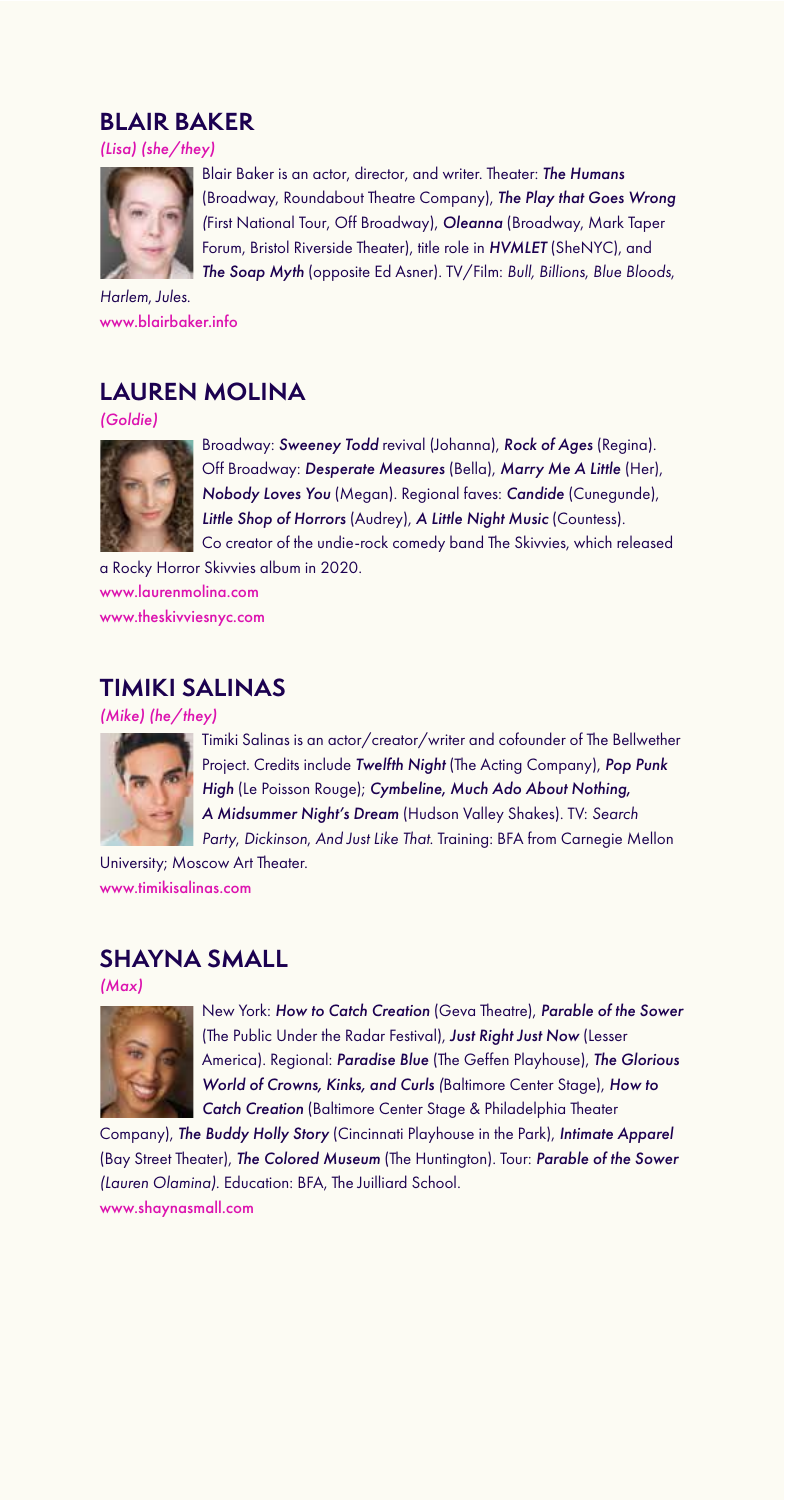## BLAIR BAKER

*(Lisa) (she/they)*

Blair Baker is an actor, director, and writer. Theater: ***The Humans*** (Broadway, Roundabout Theatre Company), ***The Play that Goes Wrong*** (First National Tour, Off Broadway), ***Oleanna*** (Broadway, Mark Taper Forum, Bristol Riverside Theater), title role in ***HVMLET*** (SheNYC), and ***The Soap Myth*** (opposite Ed Asner). TV/Film: *Bull, Billions, Blue Bloods, Harlem, Jules.*

www.blairbaker.info

## LAUREN MOLINA

*(Goldie)*

Broadway: ***Sweeney Todd*** revival (Johanna), ***Rock of Ages*** (Regina). Off Broadway: ***Desperate Measures*** (Bella), ***Marry Me A Little*** (Her), ***Nobody Loves You*** (Megan). Regional faves: ***Candide*** (Cunegunde), ***Little Shop of Horrors*** (Audrey), ***A Little Night Music*** (Countess). Co creator of the undie-rock comedy band The Skivvies, which released a Rocky Horror Skivvies album in 2020.

www.laurenmolina.com
www.theskivviesnyc.com

## TIMIKI SALINAS

*(Mike) (he/they)*

Timiki Salinas is an actor/creator/writer and cofounder of The Bellwether Project. Credits include ***Twelfth Night*** (The Acting Company), ***Pop Punk High*** (Le Poisson Rouge); ***Cymbeline, Much Ado About Nothing, A Midsummer Night's Dream*** (Hudson Valley Shakes). TV: *Search Party, Dickinson, And Just Like That.* Training: BFA from Carnegie Mellon University; Moscow Art Theater.

www.timikisalinas.com

## SHAYNA SMALL

*(Max)*

New York: ***How to Catch Creation*** (Geva Theatre), ***Parable of the Sower*** (The Public Under the Radar Festival), ***Just Right Just Now*** (Lesser America). Regional: ***Paradise Blue*** (The Geffen Playhouse), ***The Glorious World of Crowns, Kinks, and Curls*** (Baltimore Center Stage), ***How to Catch Creation*** (Baltimore Center Stage & Philadelphia Theater Company), ***The Buddy Holly Story*** (Cincinnati Playhouse in the Park), ***Intimate Apparel*** (Bay Street Theater), ***The Colored Museum*** (The Huntington). Tour: ***Parable of the Sower (Lauren Olamina).*** Education: BFA, The Juilliard School.

www.shaynasmall.com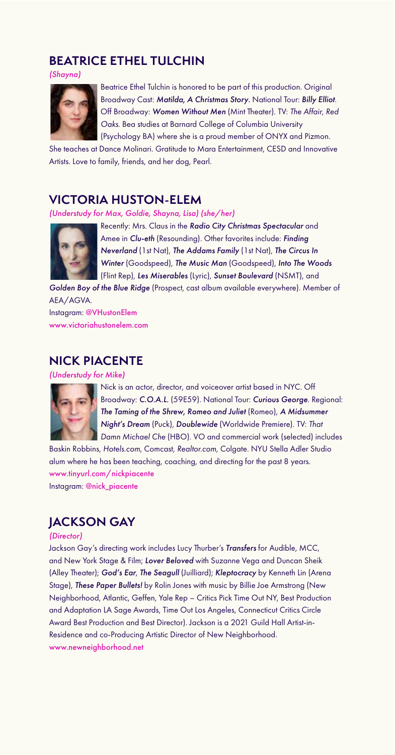## BEATRICE ETHEL TULCHIN

*(Shayna)*

Beatrice Ethel Tulchin is honored to be part of this production. Original Broadway Cast: ***Matilda, A Christmas Story.*** National Tour: ***Billy Elliot***. Off Broadway: ***Women Without Men*** (Mint Theater). TV: *The Affair, Red Oaks*. Bea studies at Barnard College of Columbia University (Psychology BA) where she is a proud member of ONYX and Pizmon. She teaches at Dance Molinari. Gratitude to Mara Entertainment, CESD and Innovative Artists. Love to family, friends, and her dog, Pearl.

## VICTORIA HUSTON-ELEM

*(Understudy for Max, Goldie, Shayna, Lisa) (she/her)*

Recently: Mrs. Claus in the ***Radio City Christmas Spectacular*** and Amee in ***Clu-eth*** (Resounding). Other favorites include: ***Finding Neverland*** (1st Nat), ***The Addams Family*** (1st Nat), ***The Circus In Winter*** (Goodspeed), ***The Music Man*** (Goodspeed), ***Into The Woods*** (Flint Rep), ***Les Miserables*** (Lyric), ***Sunset Boulevard*** (NSMT), and ***Golden Boy of the Blue Ridge*** (Prospect, cast album available everywhere). Member of AEA/AGVA.

Instagram: @VHustonElem
www.victoriahustonelem.com

## NICK PIACENTE

*(Understudy for Mike)*

Nick is an actor, director, and voiceover artist based in NYC. Off Broadway: ***C.O.A.L.*** (59E59). National Tour: ***Curious George***. Regional: ***The Taming of the Shrew, Romeo and Juliet*** (Romeo), ***A Midsummer Night's Dream*** (Puck), ***Doublewide*** (Worldwide Premiere). TV: *That Damn Michael Che* (HBO). VO and commercial work (selected) includes Baskin Robbins, *Hotels.com*, Comcast, *Realtor.com*, Colgate. NYU Stella Adler Studio alum where he has been teaching, coaching, and directing for the past 8 years.

www.tinyurl.com/nickpiacente
Instagram: @nick_piacente

## JACKSON GAY

*(Director)*

Jackson Gay's directing work includes Lucy Thurber's ***Transfers*** for Audible, MCC, and New York Stage & Film; ***Lover Beloved*** with Suzanne Vega and Duncan Sheik (Alley Theater); ***God's Ear***, ***The Seagull*** (Juilliard); ***Kleptocracy*** by Kenneth Lin (Arena Stage), ***These Paper Bullets!*** by Rolin Jones with music by Billie Joe Armstrong (New Neighborhood, Atlantic, Geffen, Yale Rep – Critics Pick Time Out NY, Best Production and Adaptation LA Sage Awards, Time Out Los Angeles, Connecticut Critics Circle Award Best Production and Best Director). Jackson is a 2021 Guild Hall Artist-in-Residence and co-Producing Artistic Director of New Neighborhood.

www.newneighborhood.net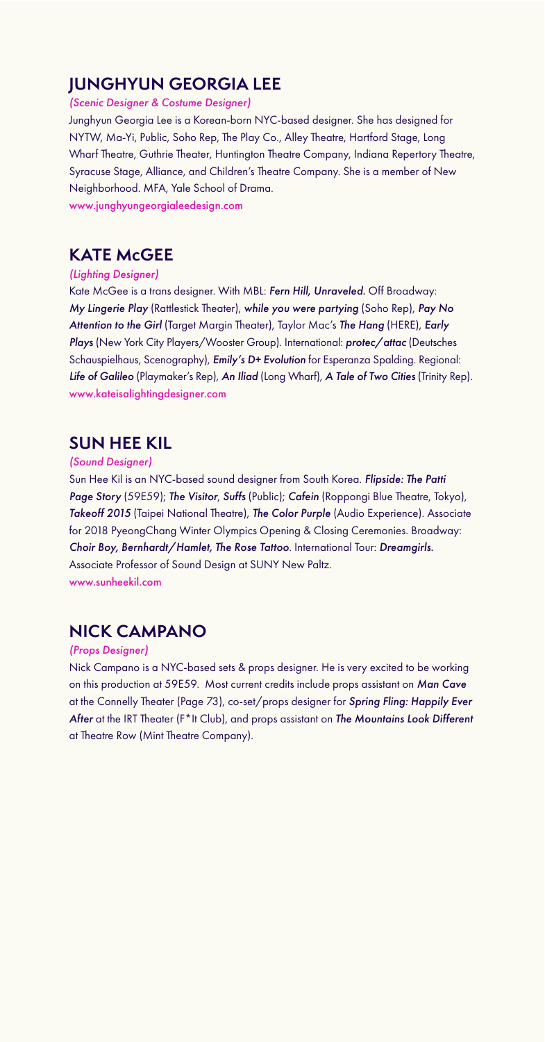## JUNGHYUN GEORGIA LEE

*(Scenic Designer & Costume Designer)*

Junghyun Georgia Lee is a Korean-born NYC-based designer. She has designed for NYTW, Ma-Yi, Public, Soho Rep, The Play Co., Alley Theatre, Hartford Stage, Long Wharf Theatre, Guthrie Theater, Huntington Theatre Company, Indiana Repertory Theatre, Syracuse Stage, Alliance, and Children's Theatre Company. She is a member of New Neighborhood. MFA, Yale School of Drama.

www.junghyungeorgialeedesign.com

## KATE McGEE

*(Lighting Designer)*

Kate McGee is a trans designer. With MBL: ***Fern Hill, Unraveled.*** Off Broadway: ***My Lingerie Play*** (Rattlestick Theater), ***while you were partying*** (Soho Rep), ***Pay No Attention to the Girl*** (Target Margin Theater), Taylor Mac's ***The Hang*** (HERE), ***Early Plays*** (New York City Players/Wooster Group). International: ***protec/attac*** (Deutsches Schauspielhaus, Scenography), ***Emily's D+ Evolution*** for Esperanza Spalding. Regional: ***Life of Galileo*** (Playmaker's Rep), ***An Iliad*** (Long Wharf), ***A Tale of Two Cities*** (Trinity Rep).

www.kateisalightingdesigner.com

## SUN HEE KIL

*(Sound Designer)*

Sun Hee Kil is an NYC-based sound designer from South Korea. ***Flipside: The Patti Page Story*** (59E59); ***The Visitor***, ***Suffs*** (Public); ***Cafein*** (Roppongi Blue Theatre, Tokyo), ***Takeoff 2015*** (Taipei National Theatre), ***The Color Purple*** (Audio Experience). Associate for 2018 PyeongChang Winter Olympics Opening & Closing Ceremonies. Broadway: ***Choir Boy, Bernhardt/Hamlet, The Rose Tattoo***. International Tour: ***Dreamgirls.*** Associate Professor of Sound Design at SUNY New Paltz.

www.sunheekil.com

## NICK CAMPANO

*(Props Designer)*

Nick Campano is a NYC-based sets & props designer. He is very excited to be working on this production at 59E59. Most current credits include props assistant on ***Man Cave*** at the Connelly Theater (Page 73), co-set/props designer for ***Spring Fling: Happily Ever After*** at the IRT Theater (F*It Club), and props assistant on ***The Mountains Look Different*** at Theatre Row (Mint Theatre Company).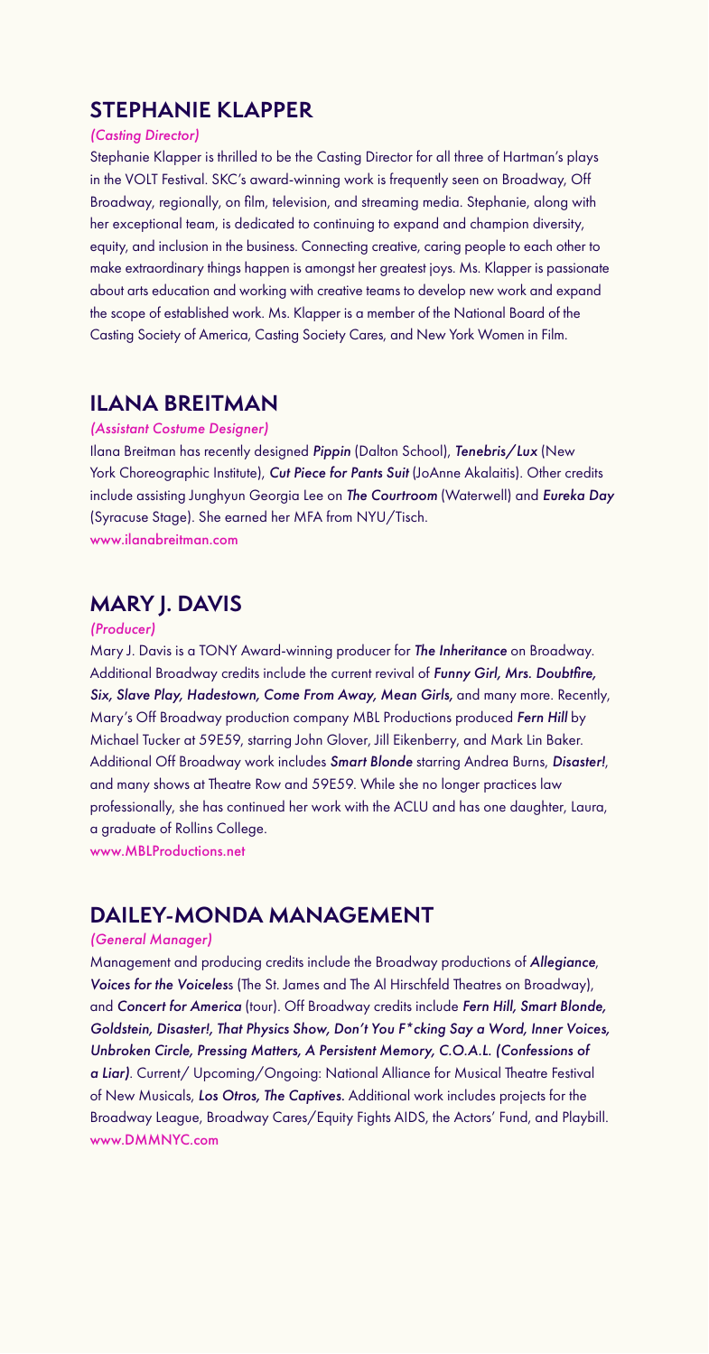## STEPHANIE KLAPPER

*(Casting Director)*

Stephanie Klapper is thrilled to be the Casting Director for all three of Hartman's plays in the VOLT Festival. SKC's award-winning work is frequently seen on Broadway, Off Broadway, regionally, on film, television, and streaming media. Stephanie, along with her exceptional team, is dedicated to continuing to expand and champion diversity, equity, and inclusion in the business. Connecting creative, caring people to each other to make extraordinary things happen is amongst her greatest joys. Ms. Klapper is passionate about arts education and working with creative teams to develop new work and expand the scope of established work. Ms. Klapper is a member of the National Board of the Casting Society of America, Casting Society Cares, and New York Women in Film.

## ILANA BREITMAN

*(Assistant Costume Designer)*

Ilana Breitman has recently designed ***Pippin*** (Dalton School), ***Tenebris/Lux*** (New York Choreographic Institute), ***Cut Piece for Pants Suit*** (JoAnne Akalaitis). Other credits include assisting Junghyun Georgia Lee on ***The Courtroom*** (Waterwell) and ***Eureka Day*** (Syracuse Stage). She earned her MFA from NYU/Tisch.

www.ilanabreitman.com

## MARY J. DAVIS

*(Producer)*

Mary J. Davis is a TONY Award-winning producer for ***The Inheritance*** on Broadway. Additional Broadway credits include the current revival of ***Funny Girl, Mrs. Doubtfire, Six, Slave Play, Hadestown, Come From Away, Mean Girls,*** and many more. Recently, Mary's Off Broadway production company MBL Productions produced ***Fern Hill*** by Michael Tucker at 59E59, starring John Glover, Jill Eikenberry, and Mark Lin Baker. Additional Off Broadway work includes ***Smart Blonde*** starring Andrea Burns, ***Disaster!***, and many shows at Theatre Row and 59E59. While she no longer practices law professionally, she has continued her work with the ACLU and has one daughter, Laura, a graduate of Rollins College.

www.MBLProductions.net

## DAILEY-MONDA MANAGEMENT

*(General Manager)*

Management and producing credits include the Broadway productions of ***Allegiance***, ***Voices for the Voiceless*** (The St. James and The Al Hirschfeld Theatres on Broadway), and ***Concert for America*** (tour). Off Broadway credits include ***Fern Hill, Smart Blonde, Goldstein, Disaster!, That Physics Show, Don't You F*cking Say a Word, Inner Voices, Unbroken Circle, Pressing Matters, A Persistent Memory, C.O.A.L. (Confessions of a Liar)***. Current/ Upcoming/Ongoing: National Alliance for Musical Theatre Festival of New Musicals, ***Los Otros, The Captives.*** Additional work includes projects for the Broadway League, Broadway Cares/Equity Fights AIDS, the Actors' Fund, and Playbill.

www.DMMNYC.com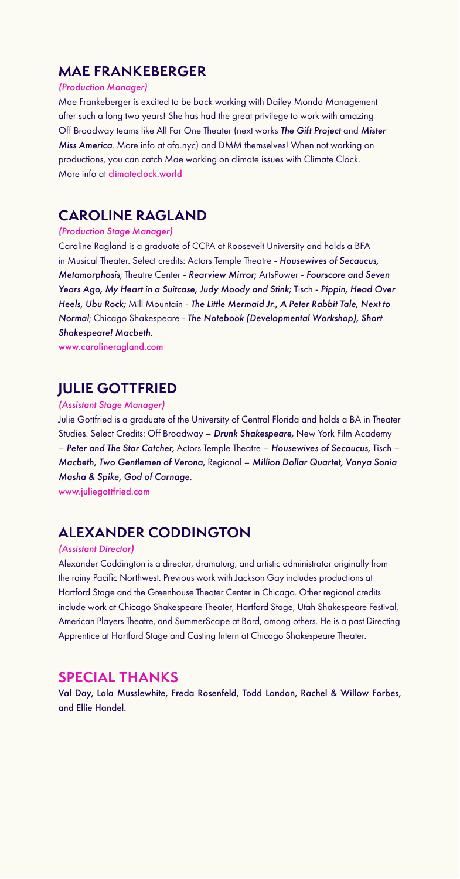## MAE FRANKEBERGER

*(Production Manager)*

Mae Frankeberger is excited to be back working with Dailey Monda Management after such a long two years! She has had the great privilege to work with amazing Off Broadway teams like All For One Theater (next works ***The Gift Project*** and ***Mister Miss America***. More info at afo.nyc) and DMM themselves! When not working on productions, you can catch Mae working on climate issues with Climate Clock. More info at climateclock.world

## CAROLINE RAGLAND

*(Production Stage Manager)*

Caroline Ragland is a graduate of CCPA at Roosevelt University and holds a BFA in Musical Theater. Select credits: Actors Temple Theatre - ***Housewives of Secaucus, Metamorphosis***; Theatre Center - ***Rearview Mirror;*** ArtsPower - ***Fourscore and Seven Years Ago, My Heart in a Suitcase, Judy Moody and Stink;*** Tisch - ***Pippin, Head Over Heels, Ubu Rock;*** Mill Mountain - ***The Little Mermaid Jr., A Peter Rabbit Tale, Next to Normal***; Chicago Shakespeare - ***The Notebook (Developmental Workshop), Short Shakespeare! Macbeth.***

www.carolineragland.com

## JULIE GOTTFRIED

*(Assistant Stage Manager)*

Julie Gottfried is a graduate of the University of Central Florida and holds a BA in Theater Studies. Select Credits: Off Broadway – ***Drunk Shakespeare,*** New York Film Academy – ***Peter and The Star Catcher,*** Actors Temple Theatre – ***Housewives of Secaucus,*** Tisch – ***Macbeth, Two Gentlemen of Verona,*** Regional – ***Million Dollar Quartet, Vanya Sonia Masha & Spike, God of Carnage.***

www.juliegottfried.com

## ALEXANDER CODDINGTON

*(Assistant Director)*

Alexander Coddington is a director, dramaturg, and artistic administrator originally from the rainy Pacific Northwest. Previous work with Jackson Gay includes productions at Hartford Stage and the Greenhouse Theater Center in Chicago. Other regional credits include work at Chicago Shakespeare Theater, Hartford Stage, Utah Shakespeare Festival, American Players Theatre, and SummerScape at Bard, among others. He is a past Directing Apprentice at Hartford Stage and Casting Intern at Chicago Shakespeare Theater.

## SPECIAL THANKS

**Val Day, Lola Musslewhite, Freda Rosenfeld, Todd London, Rachel & Willow Forbes, and Ellie Handel.**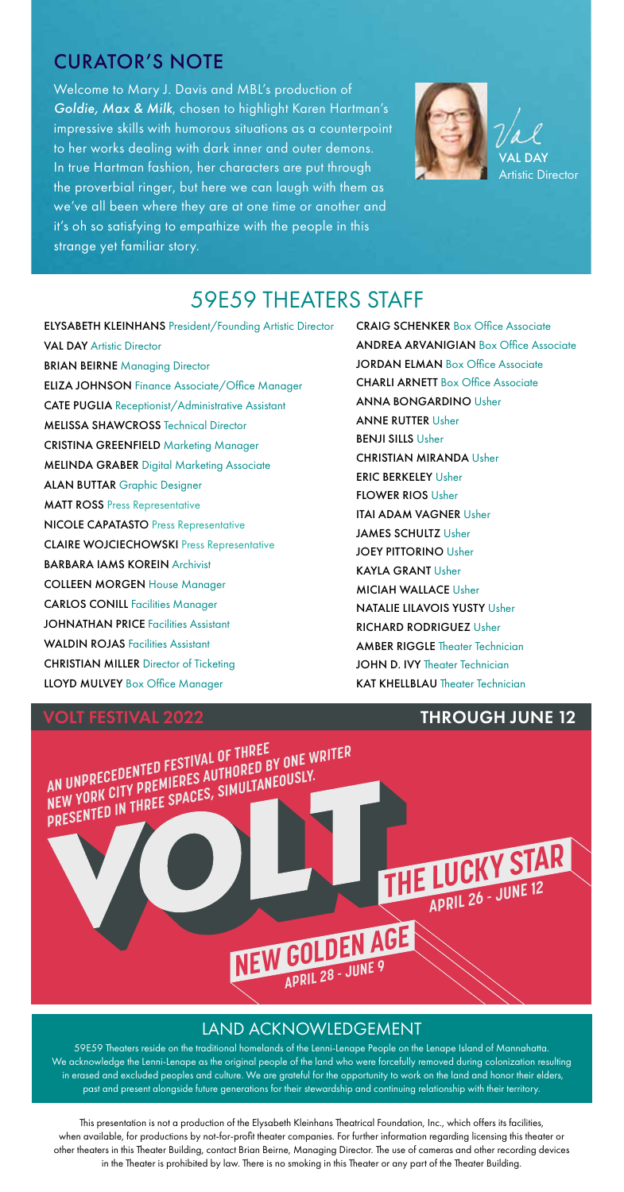## CURATOR'S NOTE

Welcome to Mary J. Davis and MBL's production of *Goldie, Max & Milk*, chosen to highlight Karen Hartman's impressive skills with humorous situations as a counterpoint to her works dealing with dark inner and outer demons. In true Hartman fashion, her characters are put through the proverbial ringer, but here we can laugh with them as we've all been where they are at one time or another and it's oh so satisfying to empathize with the people in this strange yet familiar story.

Val

**VAL DAY**
Artistic Director

## 59E59 THEATERS STAFF

**ELYSABETH KLEINHANS** President/Founding Artistic Director
**VAL DAY** Artistic Director
**BRIAN BEIRNE** Managing Director
**ELIZA JOHNSON** Finance Associate/Office Manager
**CATE PUGLIA** Receptionist/Administrative Assistant
**MELISSA SHAWCROSS** Technical Director
**CRISTINA GREENFIELD** Marketing Manager
**MELINDA GRABER** Digital Marketing Associate
**ALAN BUTTAR** Graphic Designer
**MATT ROSS** Press Representative
**NICOLE CAPATASTO** Press Representative
**CLAIRE WOJCIECHOWSKI** Press Representative
**BARBARA IAMS KOREIN** Archivist
**COLLEEN MORGEN** House Manager
**CARLOS CONILL** Facilities Manager
**JOHNATHAN PRICE** Facilities Assistant
**WALDIN ROJAS** Facilities Assistant
**CHRISTIAN MILLER** Director of Ticketing
**LLOYD MULVEY** Box Office Manager
**CRAIG SCHENKER** Box Office Associate
**ANDREA ARVANIGIAN** Box Office Associate
**JORDAN ELMAN** Box Office Associate
**CHARLI ARNETT** Box Office Associate
**ANNA BONGARDINO** Usher
**ANNE RUTTER** Usher
**BENJI SILLS** Usher
**CHRISTIAN MIRANDA** Usher
**ERIC BERKELEY** Usher
**FLOWER RIOS** Usher
**ITAI ADAM VAGNER** Usher
**JAMES SCHULTZ** Usher
**JOEY PITTORINO** Usher
**KAYLA GRANT** Usher
**MICIAH WALLACE** Usher
**NATALIE LILAVOIS YUSTY** Usher
**RICHARD RODRIGUEZ** Usher
**AMBER RIGGLE** Theater Technician
**JOHN D. IVY** Theater Technician
**KAT KHELLBLAU** Theater Technician

**VOLT FESTIVAL 2022** **THROUGH JUNE 12**

AN UNPRECEDENTED FESTIVAL OF THREE NEW YORK CITY PREMIERES AUTHORED BY ONE WRITER PRESENTED IN THREE SPACES, SIMULTANEOUSLY.

VOLT

THE LUCKY STAR
APRIL 26 - JUNE 12

NEW GOLDEN AGE
APRIL 28 - JUNE 9

## LAND ACKNOWLEDGEMENT

59E59 Theaters reside on the traditional homelands of the Lenni-Lenape People on the Lenape Island of Mannahatta. We acknowledge the Lenni-Lenape as the original people of the land who were forcefully removed during colonization resulting in erased and excluded peoples and culture. We are grateful for the opportunity to work on the land and honor their elders, past and present alongside future generations for their stewardship and continuing relationship with their territory.

This presentation is not a production of the Elysabeth Kleinhans Theatrical Foundation, Inc., which offers its facilities, when available, for productions by not-for-profit theater companies. For further information regarding licensing this theater or other theaters in this Theater Building, contact Brian Beirne, Managing Director. The use of cameras and other recording devices in the Theater is prohibited by law. There is no smoking in this Theater or any part of the Theater Building.